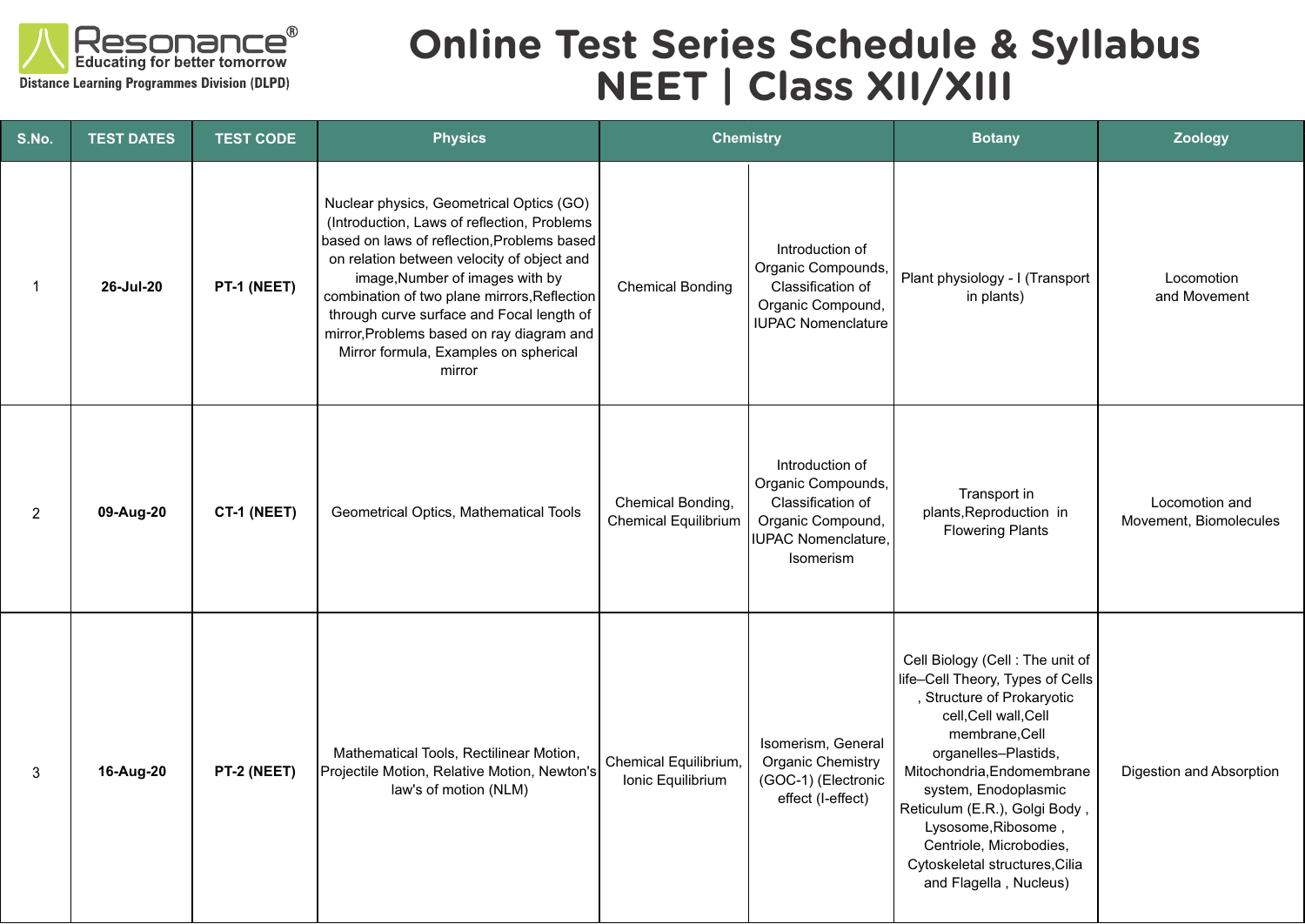Resonance®
Educating for better tomorrow
Distance Learning Programmes Division (DLPD)

# Online Test Series Schedule & Syllabus NEET | Class XII/XIII

| S.No. | TEST DATES | TEST CODE | Physics | Chemistry | | Botany | Zoology |
|---|---|---|---|---|---|---|---|
| 1 | 26-Jul-20 | PT-1 (NEET) | Nuclear physics, Geometrical Optics (GO) (Introduction, Laws of reflection, Problems based on laws of reflection,Problems based on relation between velocity of object and image,Number of images with by combination of two plane mirrors,Reflection through curve surface and Focal length of mirror,Problems based on ray diagram and Mirror formula, Examples on spherical mirror | Chemical Bonding | Introduction of Organic Compounds, Classification of Organic Compound, IUPAC Nomenclature | Plant physiology - I (Transport in plants) | Locomotion and Movement |
| 2 | 09-Aug-20 | CT-1 (NEET) | Geometrical Optics, Mathematical Tools | Chemical Bonding, Chemical Equilibrium | Introduction of Organic Compounds, Classification of Organic Compound, IUPAC Nomenclature, Isomerism | Transport in plants,Reproduction in Flowering Plants | Locomotion and Movement, Biomolecules |
| 3 | 16-Aug-20 | PT-2 (NEET) | Mathematical Tools, Rectilinear Motion, Projectile Motion, Relative Motion, Newton's law's of motion (NLM) | Chemical Equilibrium, Ionic Equilibrium | Isomerism, General Organic Chemistry (GOC-1) (Electronic effect (I-effect) | Cell Biology (Cell : The unit of life–Cell Theory, Types of Cells , Structure of Prokaryotic cell,Cell wall,Cell membrane,Cell organelles–Plastids, Mitochondria,Endomembrane system, Enodoplasmic Reticulum (E.R.), Golgi Body , Lysosome,Ribosome , Centriole, Microbodies, Cytoskeletal structures,Cilia and Flagella , Nucleus) | Digestion and Absorption |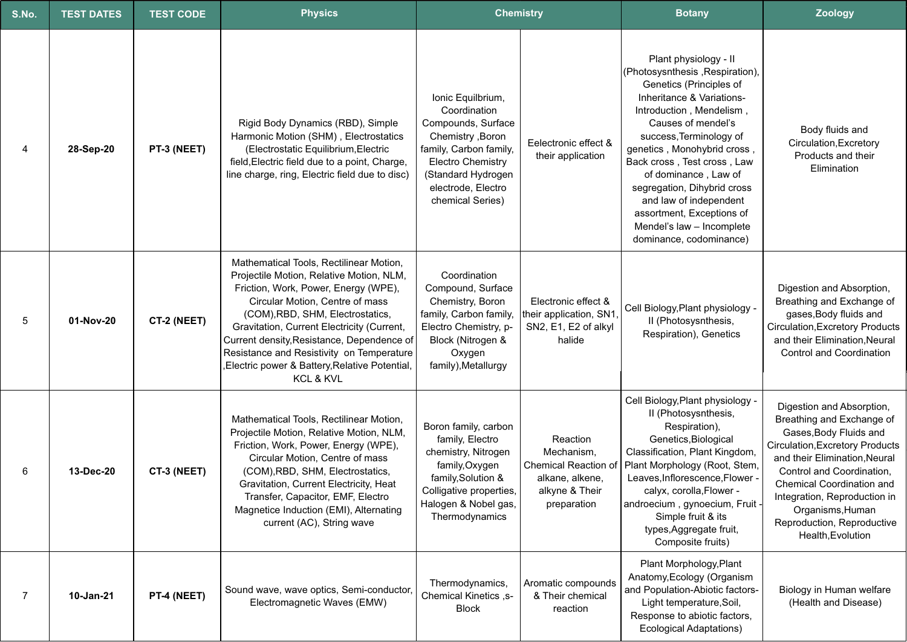| S.No. | TEST DATES | TEST CODE | Physics | Chemistry | | Botany | Zoology |
|---|---|---|---|---|---|---|---|
| 4 | **28-Sep-20** | **PT-3 (NEET)** | Rigid Body Dynamics (RBD), Simple Harmonic Motion (SHM) , Electrostatics (Electrostatic Equilibrium,Electric field,Electric field due to a point, Charge, line charge, ring, Electric field due to disc) | Ionic Equilbrium, Coordination Compounds, Surface Chemistry ,Boron family, Carbon family, Electro Chemistry (Standard Hydrogen electrode, Electro chemical Series) | Eelectronic effect & their application | Plant physiology - II (Photosysnthesis ,Respiration), Genetics (Principles of Inheritance & Variations-Introduction , Mendelism , Causes of mendel's success,Terminology of genetics , Monohybrid cross , Back cross , Test cross , Law of dominance , Law of segregation, Dihybrid cross and law of independent assortment, Exceptions of Mendel's law – Incomplete dominance, codominance) | Body fluids and Circulation,Excretory Products and their Elimination |
| 5 | **01-Nov-20** | **CT-2 (NEET)** | Mathematical Tools, Rectilinear Motion, Projectile Motion, Relative Motion, NLM, Friction, Work, Power, Energy (WPE), Circular Motion, Centre of mass (COM),RBD, SHM, Electrostatics, Gravitation, Current Electricity (Current, Current density,Resistance, Dependence of Resistance and Resistivity on Temperature ,Electric power & Battery,Relative Potential, KCL & KVL | Coordination Compound, Surface Chemistry, Boron family, Carbon family, Electro Chemistry, p-Block (Nitrogen & Oxygen family),Metallurgy | Electronic effect & their application, SN1, SN2, E1, E2 of alkyl halide | Cell Biology,Plant physiology - II (Photosysnthesis, Respiration), Genetics | Digestion and Absorption, Breathing and Exchange of gases,Body fluids and Circulation,Excretory Products and their Elimination,Neural Control and Coordination |
| 6 | **13-Dec-20** | **CT-3 (NEET)** | Mathematical Tools, Rectilinear Motion, Projectile Motion, Relative Motion, NLM, Friction, Work, Power, Energy (WPE), Circular Motion, Centre of mass (COM),RBD, SHM, Electrostatics, Gravitation, Current Electricity, Heat Transfer, Capacitor, EMF, Electro Magnetice Induction (EMI), Alternating current (AC), String wave | Boron family, carbon family, Electro chemistry, Nitrogen family,Oxygen family,Solution & Colligative properties, Halogen & Nobel gas, Thermodynamics | Reaction Mechanism, Chemical Reaction of alkane, alkene, alkyne & Their preparation | Cell Biology,Plant physiology - II (Photosysnthesis, Respiration), Genetics,Biological Classification, Plant Kingdom, Plant Morphology (Root, Stem, Leaves,Inflorescence,Flower - calyx, corolla,Flower - androecium , gynoecium, Fruit - Simple fruit & its types,Aggregate fruit, Composite fruits) | Digestion and Absorption, Breathing and Exchange of Gases,Body Fluids and Circulation,Excretory Products and their Elimination,Neural Control and Coordination, Chemical Coordination and Integration, Reproduction in Organisms,Human Reproduction, Reproductive Health,Evolution |
| 7 | **10-Jan-21** | **PT-4 (NEET)** | Sound wave, wave optics, Semi-conductor, Electromagnetic Waves (EMW) | Thermodynamics, Chemical Kinetics ,s-Block | Aromatic compounds & Their chemical reaction | Plant Morphology,Plant Anatomy,Ecology (Organism and Population-Abiotic factors-Light temperature,Soil, Response to abiotic factors, Ecological Adaptations) | Biology in Human welfare (Health and Disease) |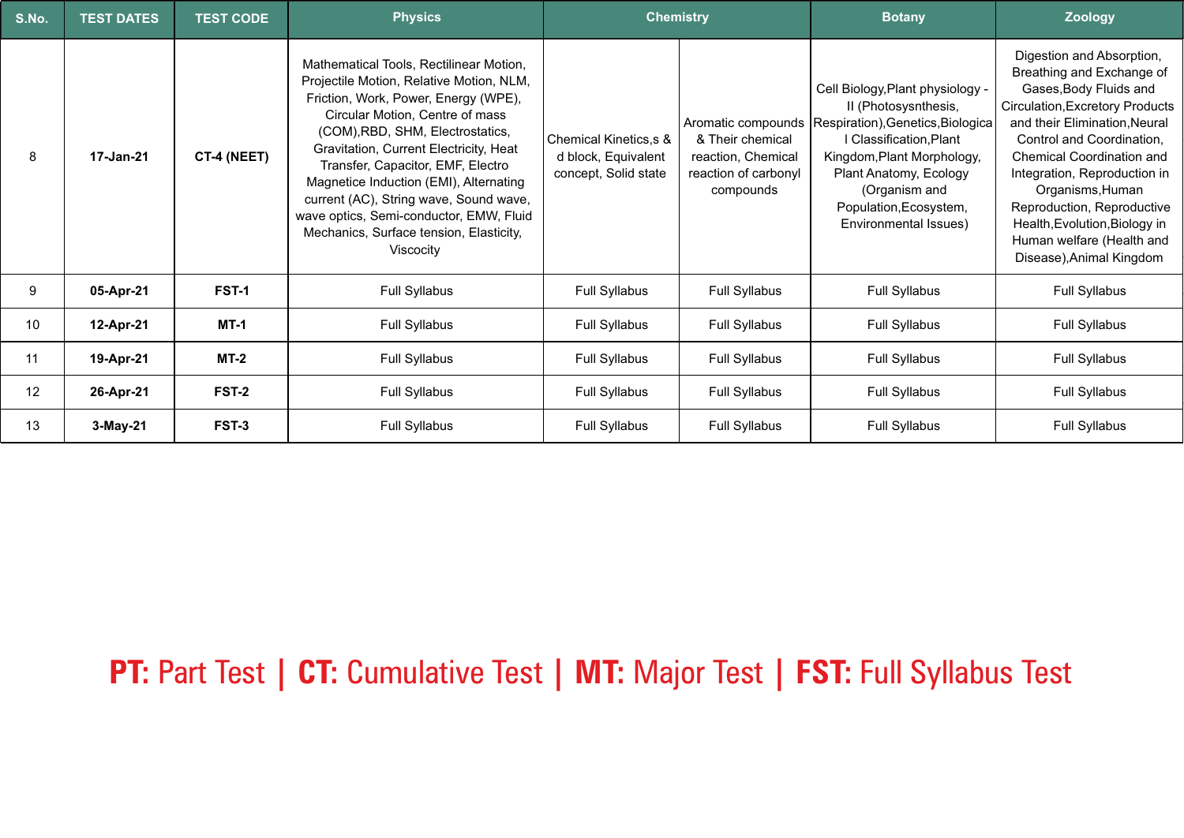| S.No. | TEST DATES | TEST CODE | Physics | Chemistry | | Botany | Zoology |
|---|---|---|---|---|---|---|---|
| 8 | **17-Jan-21** | **CT-4 (NEET)** | Mathematical Tools, Rectilinear Motion, Projectile Motion, Relative Motion, NLM, Friction, Work, Power, Energy (WPE), Circular Motion, Centre of mass (COM),RBD, SHM, Electrostatics, Gravitation, Current Electricity, Heat Transfer, Capacitor, EMF, Electro Magnetice Induction (EMI), Alternating current (AC), String wave, Sound wave, wave optics, Semi-conductor, EMW, Fluid Mechanics, Surface tension, Elasticity, Viscocity | Chemical Kinetics,s & d block, Equivalent concept, Solid state | Aromatic compounds & Their chemical reaction, Chemical reaction of carbonyl compounds | Cell Biology,Plant physiology - II (Photosysnthesis, Respiration),Genetics,Biological Classification,Plant Kingdom,Plant Morphology, Plant Anatomy, Ecology (Organism and Population,Ecosystem, Environmental Issues) | Digestion and Absorption, Breathing and Exchange of Gases,Body Fluids and Circulation,Excretory Products and their Elimination,Neural Control and Coordination, Chemical Coordination and Integration, Reproduction in Organisms,Human Reproduction, Reproductive Health,Evolution,Biology in Human welfare (Health and Disease),Animal Kingdom |
| 9 | **05-Apr-21** | **FST-1** | Full Syllabus | Full Syllabus | Full Syllabus | Full Syllabus | Full Syllabus |
| 10 | **12-Apr-21** | **MT-1** | Full Syllabus | Full Syllabus | Full Syllabus | Full Syllabus | Full Syllabus |
| 11 | **19-Apr-21** | **MT-2** | Full Syllabus | Full Syllabus | Full Syllabus | Full Syllabus | Full Syllabus |
| 12 | **26-Apr-21** | **FST-2** | Full Syllabus | Full Syllabus | Full Syllabus | Full Syllabus | Full Syllabus |
| 13 | **3-May-21** | **FST-3** | Full Syllabus | Full Syllabus | Full Syllabus | Full Syllabus | Full Syllabus |

**PT:** Part Test | **CT:** Cumulative Test | **MT:** Major Test | **FST:** Full Syllabus Test